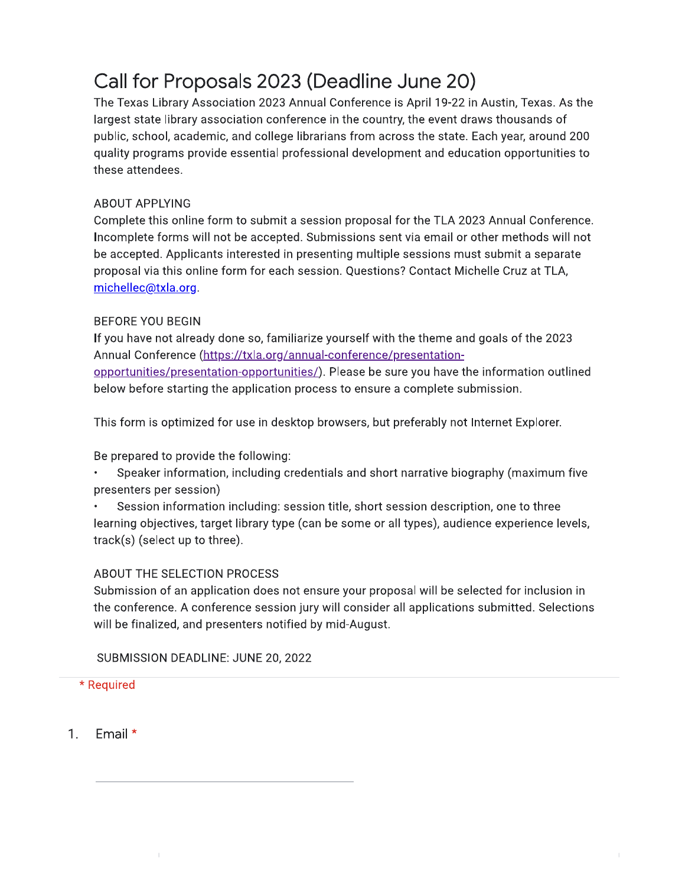# Call for Proposals 2023 (Deadline June 20)

The Texas Library Association 2023 Annual Conference is April 19-22 in Austin, Texas. As the largest state library association conference in the country, the event draws thousands of public, school, academic, and college librarians from across the state. Each year, around 200 quality programs provide essential professional development and education opportunities to these attendees.

ABOUT APPLYING

Complete this online form to submit a session proposal for the TLA 2023 Annual Conference. Incomplete forms will not be accepted. Submissions sent via email or other methods will not be accepted. Applicants interested in presenting multiple sessions must submit a separate proposal via this online form for each session. Questions? Contact Michelle Cruz at TLA, [michellec@txla.org](mailto:michellec@txla.org).

BEFORE YOU BEGIN

If you have not already done so, familiarize yourself with the theme and goals of the 2023 Annual Conference ([https://txla.org/annual-conference/presentation-opportunities/presentation-opportunities/](https://txla.org/annual-conference/presentation-opportunities/presentation-opportunities/)). Please be sure you have the information outlined below before starting the application process to ensure a complete submission.

This form is optimized for use in desktop browsers, but preferably not Internet Explorer.

Be prepared to provide the following:

- Speaker information, including credentials and short narrative biography (maximum five presenters per session)
- Session information including: session title, short session description, one to three learning objectives, target library type (can be some or all types), audience experience levels, track(s) (select up to three).

ABOUT THE SELECTION PROCESS

Submission of an application does not ensure your proposal will be selected for inclusion in the conference. A conference session jury will consider all applications submitted. Selections will be finalized, and presenters notified by mid-August.

SUBMISSION DEADLINE: JUNE 20, 2022

\* Required

1. Email *

_______________________________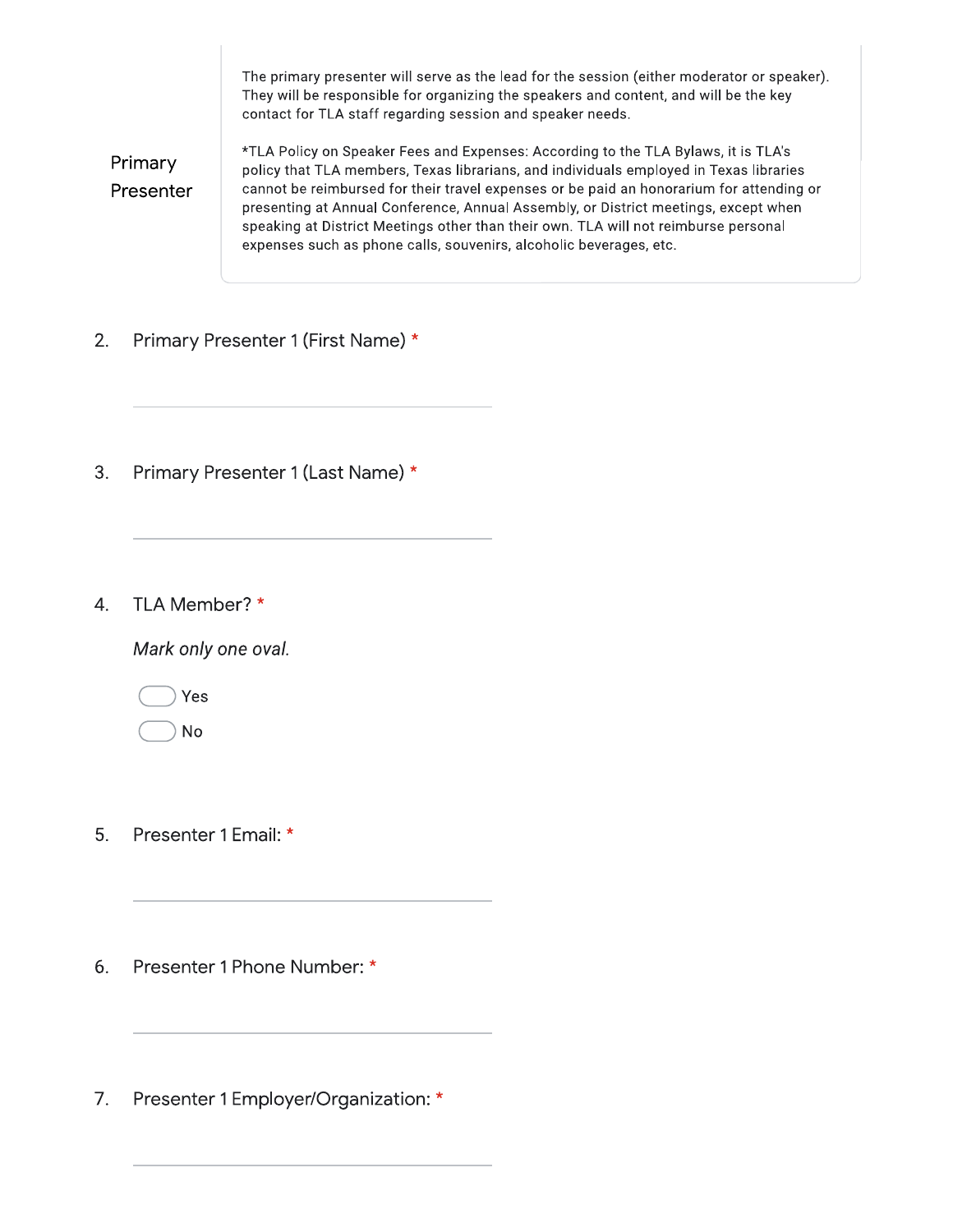## Primary Presenter

The primary presenter will serve as the lead for the session (either moderator or speaker). They will be responsible for organizing the speakers and content, and will be the key contact for TLA staff regarding session and speaker needs.

*TLA Policy on Speaker Fees and Expenses: According to the TLA Bylaws, it is TLA's policy that TLA members, Texas librarians, and individuals employed in Texas libraries cannot be reimbursed for their travel expenses or be paid an honorarium for attending or presenting at Annual Conference, Annual Assembly, or District meetings, except when speaking at District Meetings other than their own. TLA will not reimburse personal expenses such as phone calls, souvenirs, alcoholic beverages, etc.

2. Primary Presenter 1 (First Name) *

\_\_\_\_\_\_\_\_\_\_\_\_\_\_\_\_\_\_\_\_\_\_\_\_\_\_\_\_\_\_\_\_

3. Primary Presenter 1 (Last Name) *

\_\_\_\_\_\_\_\_\_\_\_\_\_\_\_\_\_\_\_\_\_\_\_\_\_\_\_\_\_\_\_\_

4. TLA Member? *

   *Mark only one oval.*

   - [ ] Yes
   - [ ] No

5. Presenter 1 Email: *

\_\_\_\_\_\_\_\_\_\_\_\_\_\_\_\_\_\_\_\_\_\_\_\_\_\_\_\_\_\_\_\_

6. Presenter 1 Phone Number: *

\_\_\_\_\_\_\_\_\_\_\_\_\_\_\_\_\_\_\_\_\_\_\_\_\_\_\_\_\_\_\_\_

7. Presenter 1 Employer/Organization: *

\_\_\_\_\_\_\_\_\_\_\_\_\_\_\_\_\_\_\_\_\_\_\_\_\_\_\_\_\_\_\_\_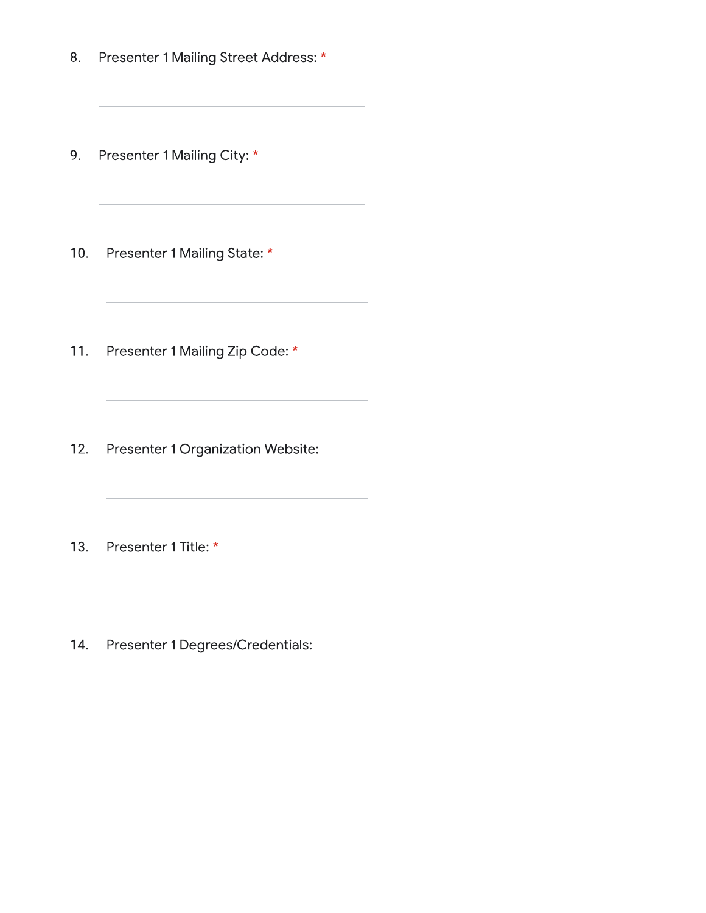8. Presenter 1 Mailing Street Address: *

_______________________________________

9. Presenter 1 Mailing City: *

_______________________________________

10. Presenter 1 Mailing State: *

_______________________________________

11. Presenter 1 Mailing Zip Code: *

_______________________________________

12. Presenter 1 Organization Website:

_______________________________________

13. Presenter 1 Title: *

_______________________________________

14. Presenter 1 Degrees/Credentials:

_______________________________________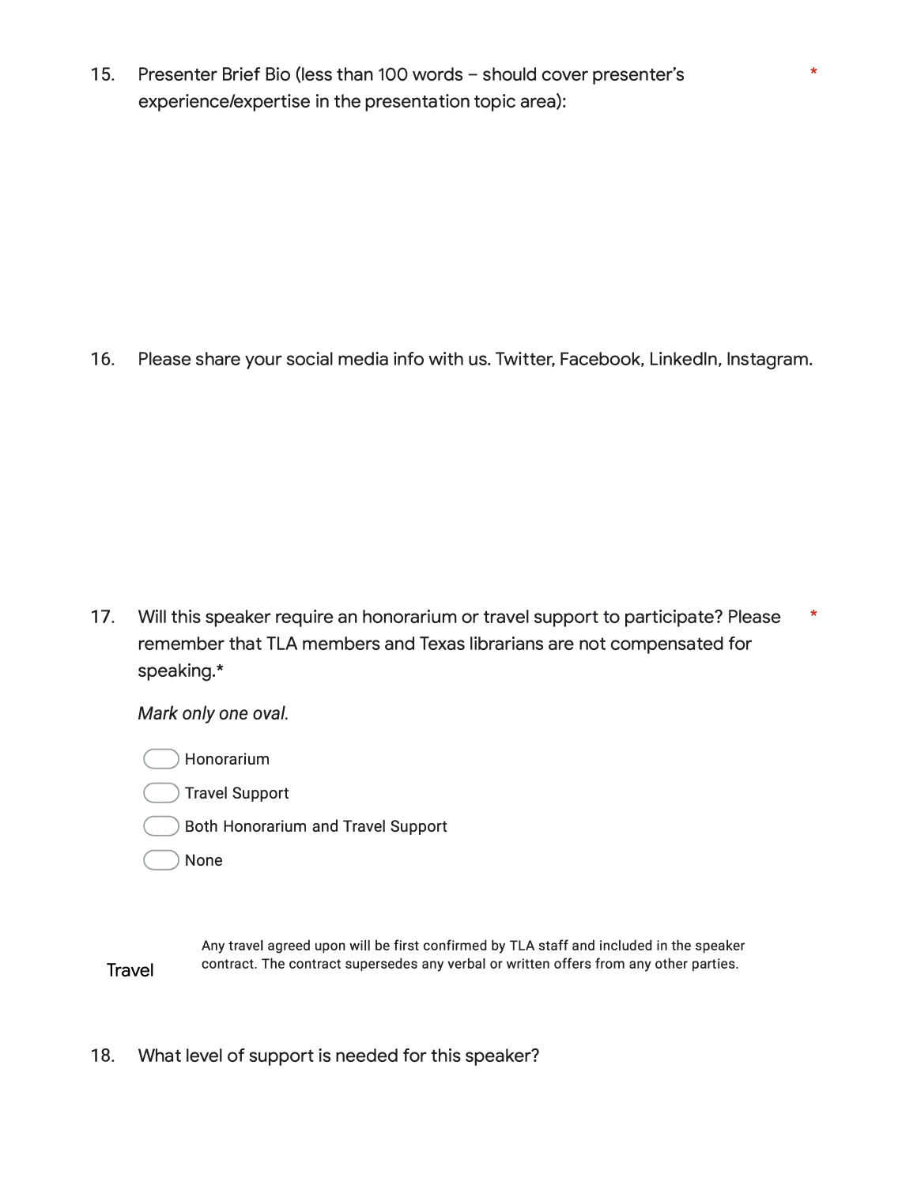15. Presenter Brief Bio (less than 100 words – should cover presenter's experience/expertise in the presentation topic area): *

16. Please share your social media info with us. Twitter, Facebook, LinkedIn, Instagram.

17. Will this speaker require an honorarium or travel support to participate? Please remember that TLA members and Texas librarians are not compensated for speaking.* *

*Mark only one oval.*

- Honorarium
- Travel Support
- Both Honorarium and Travel Support
- None

## Travel

Any travel agreed upon will be first confirmed by TLA staff and included in the speaker contract. The contract supersedes any verbal or written offers from any other parties.

18. What level of support is needed for this speaker?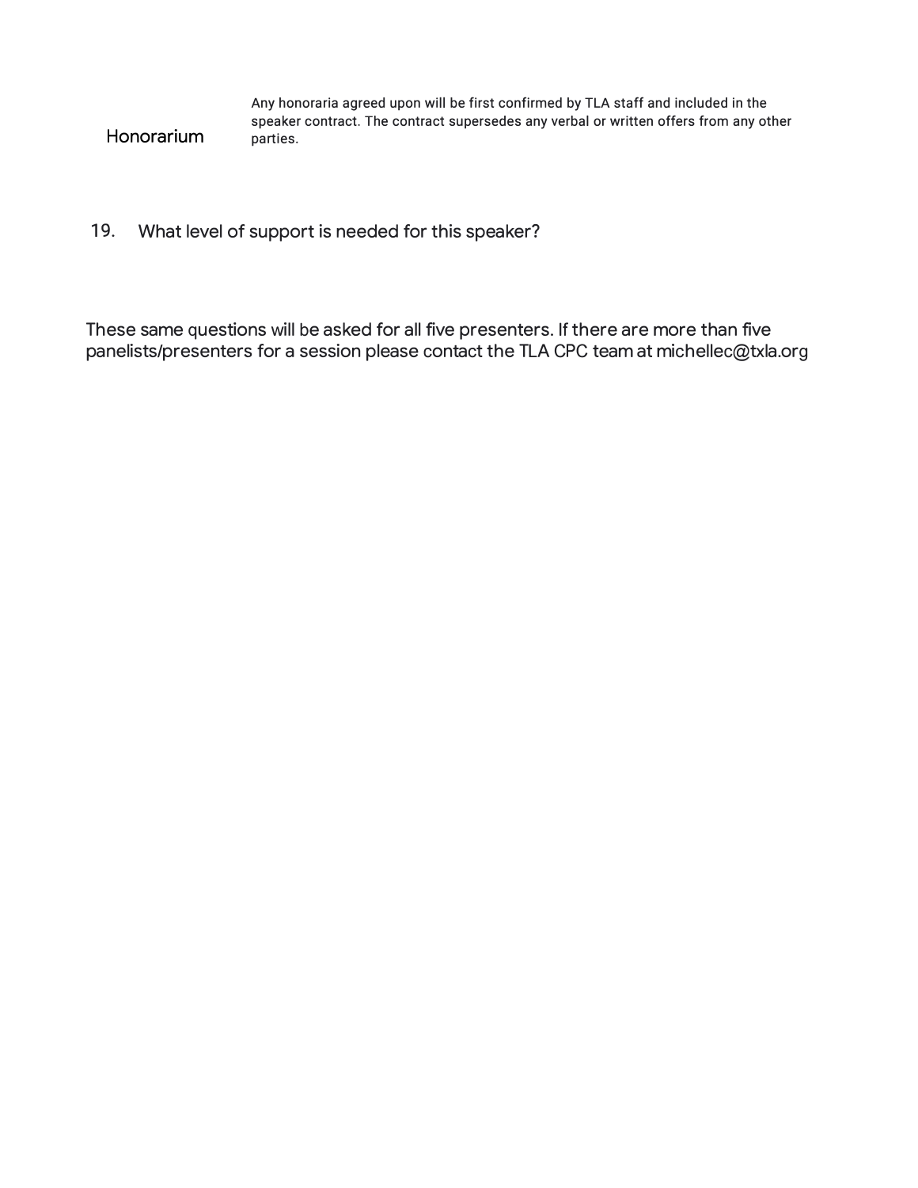| Honorarium | Any honoraria agreed upon will be first confirmed by TLA staff and included in the speaker contract. The contract supersedes any verbal or written offers from any other parties. |
| --- | --- |

19. What level of support is needed for this speaker?

These same questions will be asked for all five presenters. If there are more than five panelists/presenters for a session please contact the TLA CPC team at michellec@txla.org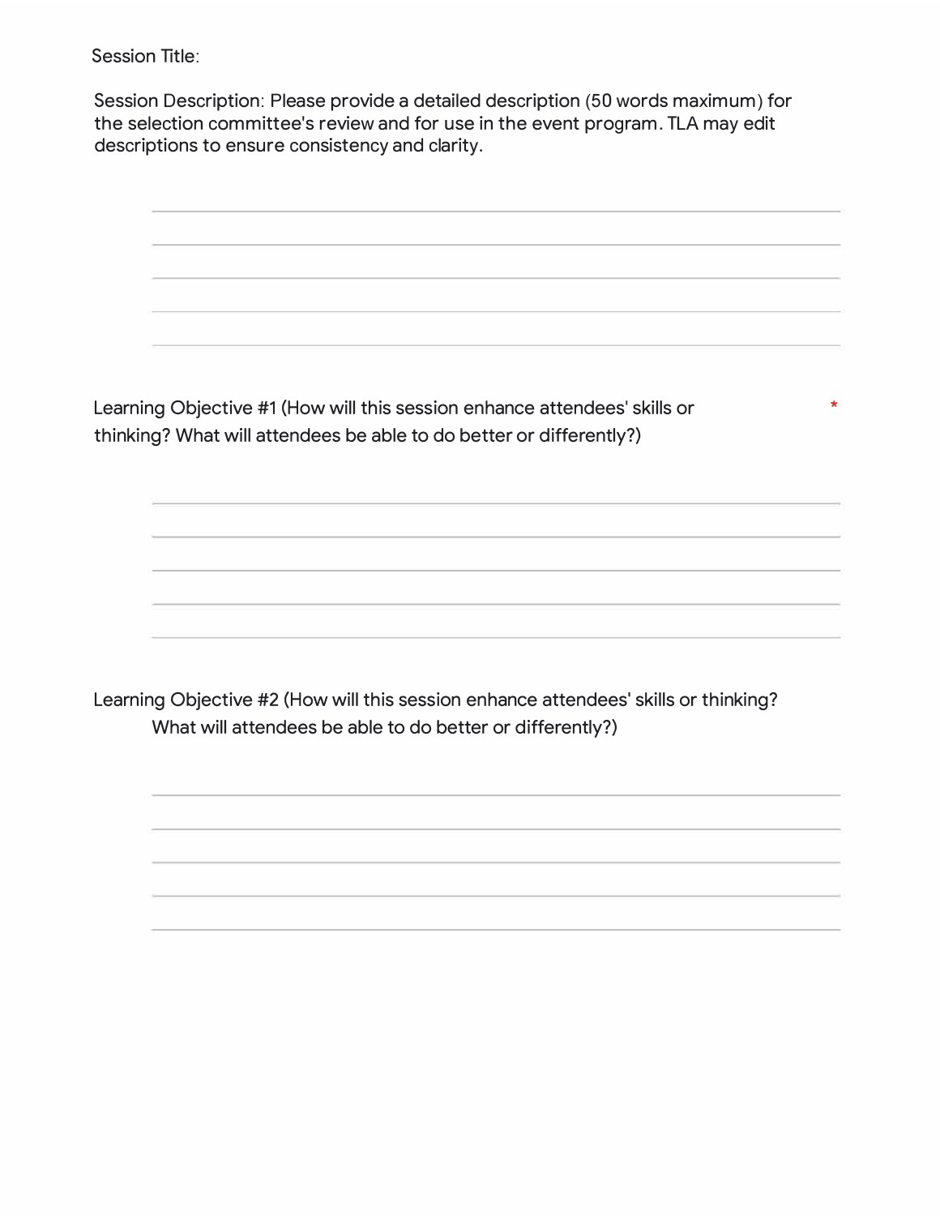Session Title:

Session Description: Please provide a detailed description (50 words maximum) for the selection committee's review and for use in the event program. TLA may edit descriptions to ensure consistency and clarity.

Learning Objective #1 (How will this session enhance attendees' skills or thinking? What will attendees be able to do better or differently?) *

Learning Objective #2 (How will this session enhance attendees' skills or thinking? What will attendees be able to do better or differently?)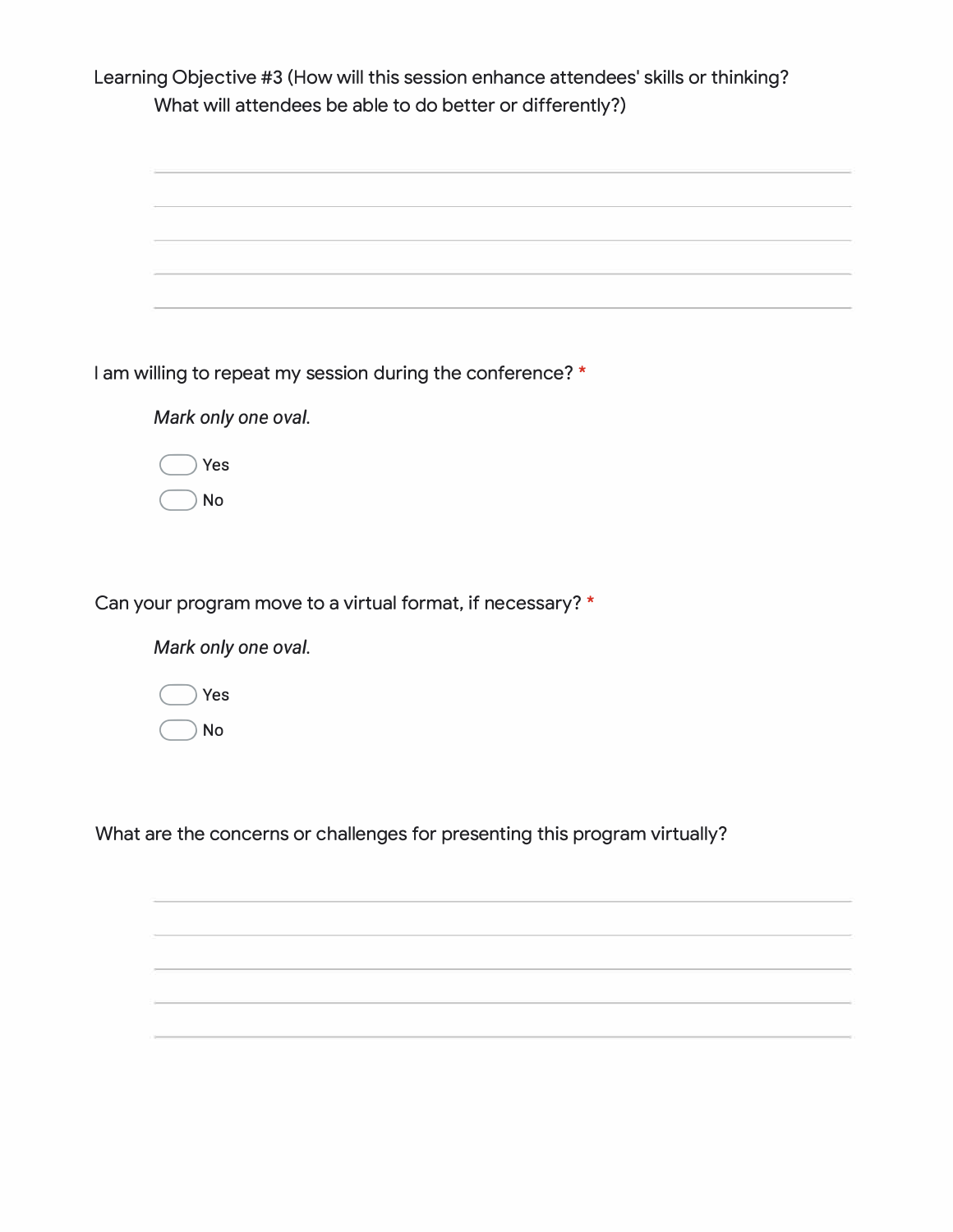Learning Objective #3 (How will this session enhance attendees' skills or thinking? What will attendees be able to do better or differently?)

\_\_\_\_\_\_\_\_\_\_\_\_\_\_\_\_\_\_\_\_\_\_\_\_\_\_\_\_\_\_\_\_\_\_\_\_\_\_\_\_\_\_\_\_\_\_\_\_\_\_\_\_\_\_\_\_\_\_\_\_\_\_\_\_\_\_\_\_\_\_\_\_\_\_\_\_\_\_\_\_
\_\_\_\_\_\_\_\_\_\_\_\_\_\_\_\_\_\_\_\_\_\_\_\_\_\_\_\_\_\_\_\_\_\_\_\_\_\_\_\_\_\_\_\_\_\_\_\_\_\_\_\_\_\_\_\_\_\_\_\_\_\_\_\_\_\_\_\_\_\_\_\_\_\_\_\_\_\_\_\_
\_\_\_\_\_\_\_\_\_\_\_\_\_\_\_\_\_\_\_\_\_\_\_\_\_\_\_\_\_\_\_\_\_\_\_\_\_\_\_\_\_\_\_\_\_\_\_\_\_\_\_\_\_\_\_\_\_\_\_\_\_\_\_\_\_\_\_\_\_\_\_\_\_\_\_\_\_\_\_\_
\_\_\_\_\_\_\_\_\_\_\_\_\_\_\_\_\_\_\_\_\_\_\_\_\_\_\_\_\_\_\_\_\_\_\_\_\_\_\_\_\_\_\_\_\_\_\_\_\_\_\_\_\_\_\_\_\_\_\_\_\_\_\_\_\_\_\_\_\_\_\_\_\_\_\_\_\_\_\_\_
\_\_\_\_\_\_\_\_\_\_\_\_\_\_\_\_\_\_\_\_\_\_\_\_\_\_\_\_\_\_\_\_\_\_\_\_\_\_\_\_\_\_\_\_\_\_\_\_\_\_\_\_\_\_\_\_\_\_\_\_\_\_\_\_\_\_\_\_\_\_\_\_\_\_\_\_\_\_\_\_

I am willing to repeat my session during the conference? *

*Mark only one oval.*

- ⬭ Yes
- ⬭ No

Can your program move to a virtual format, if necessary? *

*Mark only one oval.*

- ⬭ Yes
- ⬭ No

What are the concerns or challenges for presenting this program virtually?

\_\_\_\_\_\_\_\_\_\_\_\_\_\_\_\_\_\_\_\_\_\_\_\_\_\_\_\_\_\_\_\_\_\_\_\_\_\_\_\_\_\_\_\_\_\_\_\_\_\_\_\_\_\_\_\_\_\_\_\_\_\_\_\_\_\_\_\_\_\_\_\_\_\_\_\_\_\_\_\_
\_\_\_\_\_\_\_\_\_\_\_\_\_\_\_\_\_\_\_\_\_\_\_\_\_\_\_\_\_\_\_\_\_\_\_\_\_\_\_\_\_\_\_\_\_\_\_\_\_\_\_\_\_\_\_\_\_\_\_\_\_\_\_\_\_\_\_\_\_\_\_\_\_\_\_\_\_\_\_\_
\_\_\_\_\_\_\_\_\_\_\_\_\_\_\_\_\_\_\_\_\_\_\_\_\_\_\_\_\_\_\_\_\_\_\_\_\_\_\_\_\_\_\_\_\_\_\_\_\_\_\_\_\_\_\_\_\_\_\_\_\_\_\_\_\_\_\_\_\_\_\_\_\_\_\_\_\_\_\_\_
\_\_\_\_\_\_\_\_\_\_\_\_\_\_\_\_\_\_\_\_\_\_\_\_\_\_\_\_\_\_\_\_\_\_\_\_\_\_\_\_\_\_\_\_\_\_\_\_\_\_\_\_\_\_\_\_\_\_\_\_\_\_\_\_\_\_\_\_\_\_\_\_\_\_\_\_\_\_\_\_
\_\_\_\_\_\_\_\_\_\_\_\_\_\_\_\_\_\_\_\_\_\_\_\_\_\_\_\_\_\_\_\_\_\_\_\_\_\_\_\_\_\_\_\_\_\_\_\_\_\_\_\_\_\_\_\_\_\_\_\_\_\_\_\_\_\_\_\_\_\_\_\_\_\_\_\_\_\_\_\_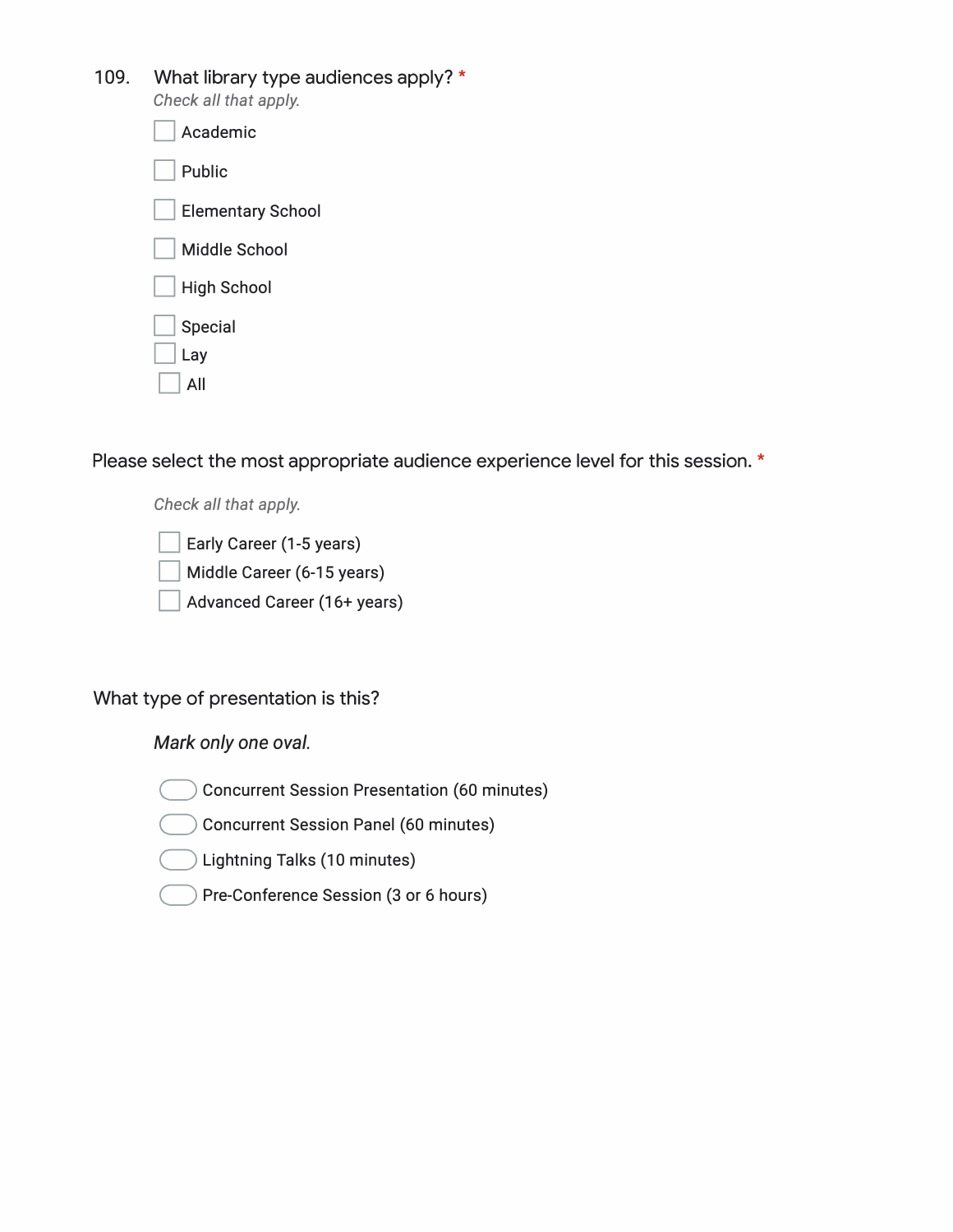109. What library type audiences apply? *

*Check all that apply.*

- [ ] Academic
- [ ] Public
- [ ] Elementary School
- [ ] Middle School
- [ ] High School
- [ ] Special
- [ ] Lay
- [ ] All

Please select the most appropriate audience experience level for this session. *

*Check all that apply.*

- [ ] Early Career (1-5 years)
- [ ] Middle Career (6-15 years)
- [ ] Advanced Career (16+ years)

What type of presentation is this?

*Mark only one oval.*

- ( ) Concurrent Session Presentation (60 minutes)
- ( ) Concurrent Session Panel (60 minutes)
- ( ) Lightning Talks (10 minutes)
- ( ) Pre-Conference Session (3 or 6 hours)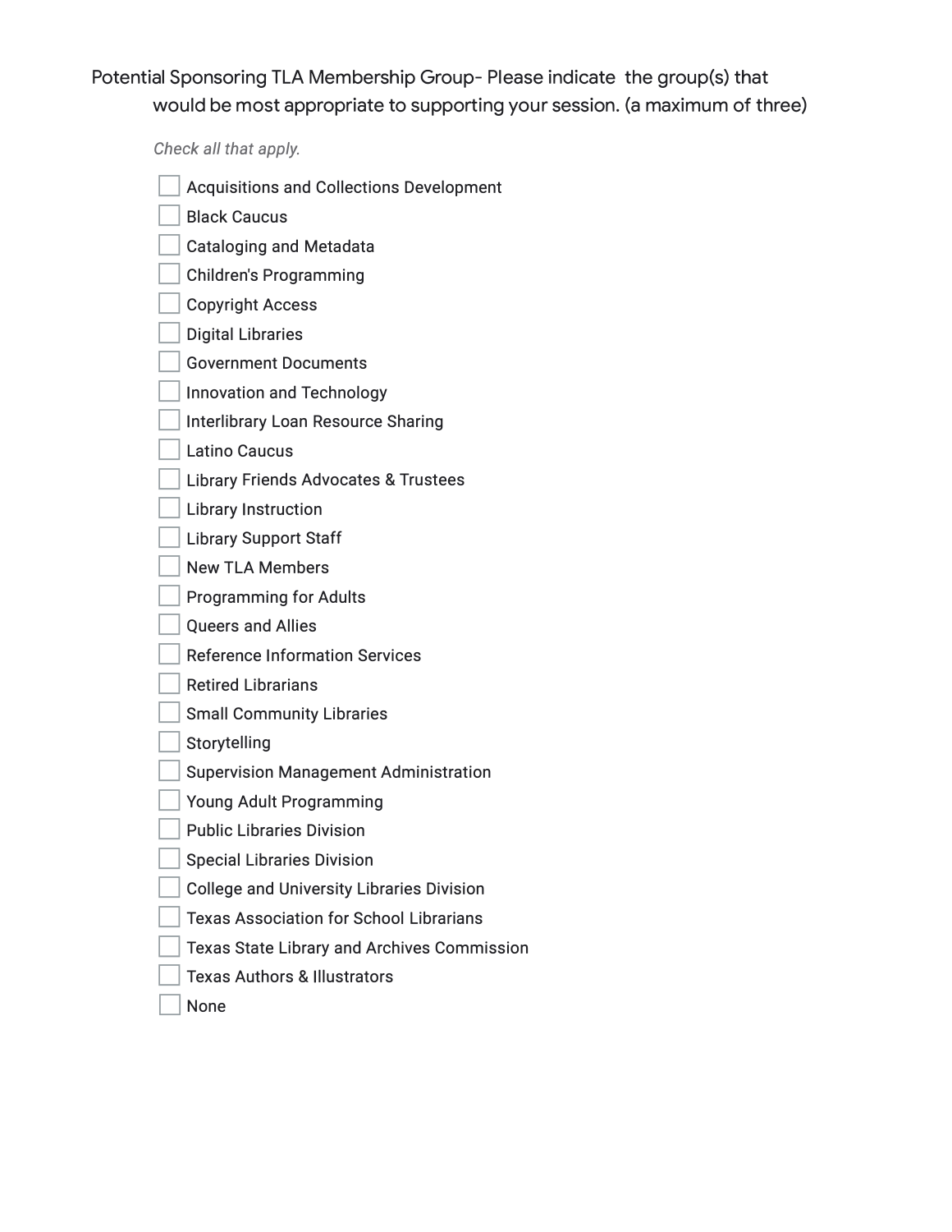Potential Sponsoring TLA Membership Group- Please indicate the group(s) that would be most appropriate to supporting your session. (a maximum of three)

*Check all that apply.*

- [ ] Acquisitions and Collections Development
- [ ] Black Caucus
- [ ] Cataloging and Metadata
- [ ] Children's Programming
- [ ] Copyright Access
- [ ] Digital Libraries
- [ ] Government Documents
- [ ] Innovation and Technology
- [ ] Interlibrary Loan Resource Sharing
- [ ] Latino Caucus
- [ ] Library Friends Advocates & Trustees
- [ ] Library Instruction
- [ ] Library Support Staff
- [ ] New TLA Members
- [ ] Programming for Adults
- [ ] Queers and Allies
- [ ] Reference Information Services
- [ ] Retired Librarians
- [ ] Small Community Libraries
- [ ] Storytelling
- [ ] Supervision Management Administration
- [ ] Young Adult Programming
- [ ] Public Libraries Division
- [ ] Special Libraries Division
- [ ] College and University Libraries Division
- [ ] Texas Association for School Librarians
- [ ] Texas State Library and Archives Commission
- [ ] Texas Authors & Illustrators
- [ ] None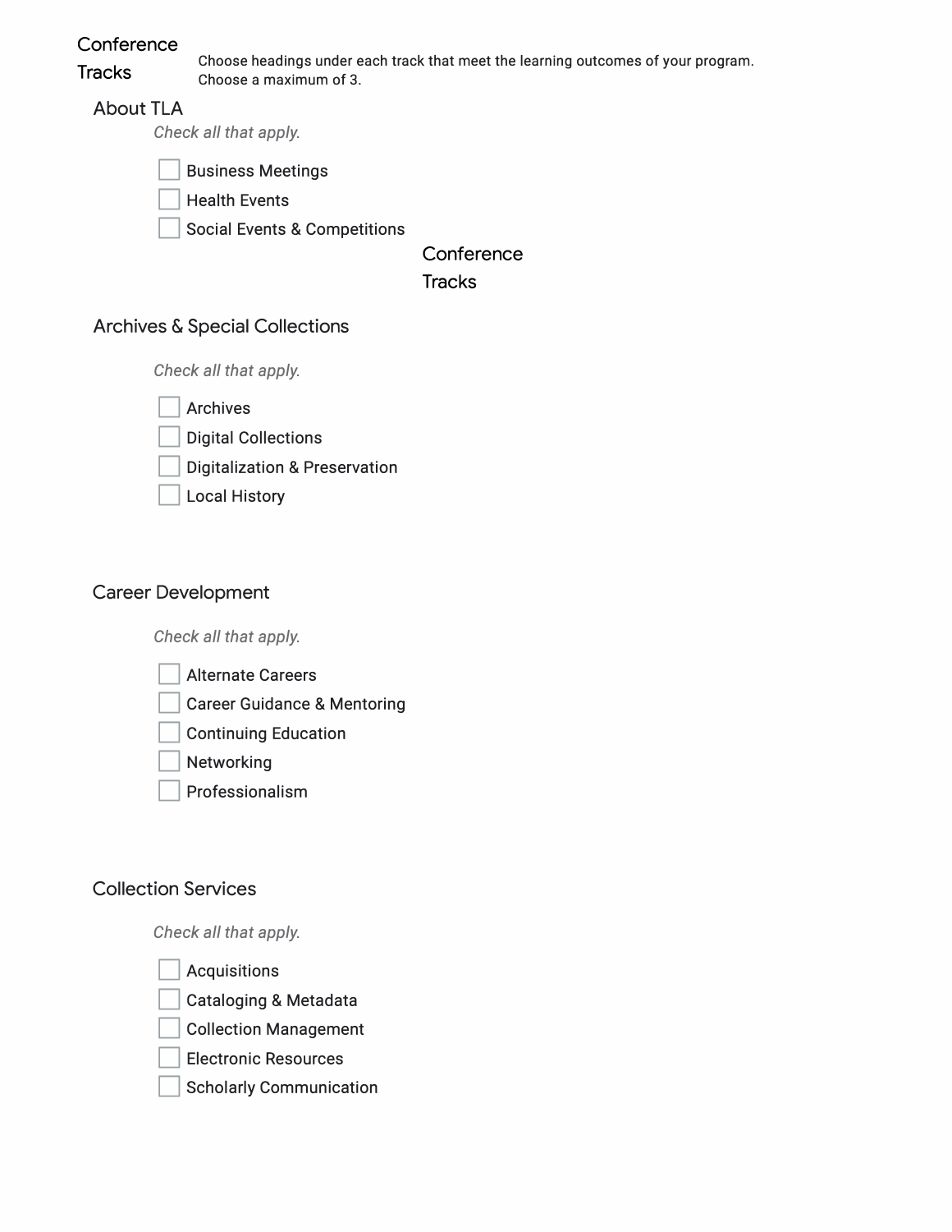## Conference Tracks

Choose headings under each track that meet the learning outcomes of your program.
Choose a maximum of 3.

### About TLA

*Check all that apply.*

- [ ] Business Meetings
- [ ] Health Events
- [ ] Social Events & Competitions

## Conference Tracks

### Archives & Special Collections

*Check all that apply.*

- [ ] Archives
- [ ] Digital Collections
- [ ] Digitalization & Preservation
- [ ] Local History

### Career Development

*Check all that apply.*

- [ ] Alternate Careers
- [ ] Career Guidance & Mentoring
- [ ] Continuing Education
- [ ] Networking
- [ ] Professionalism

### Collection Services

*Check all that apply.*

- [ ] Acquisitions
- [ ] Cataloging & Metadata
- [ ] Collection Management
- [ ] Electronic Resources
- [ ] Scholarly Communication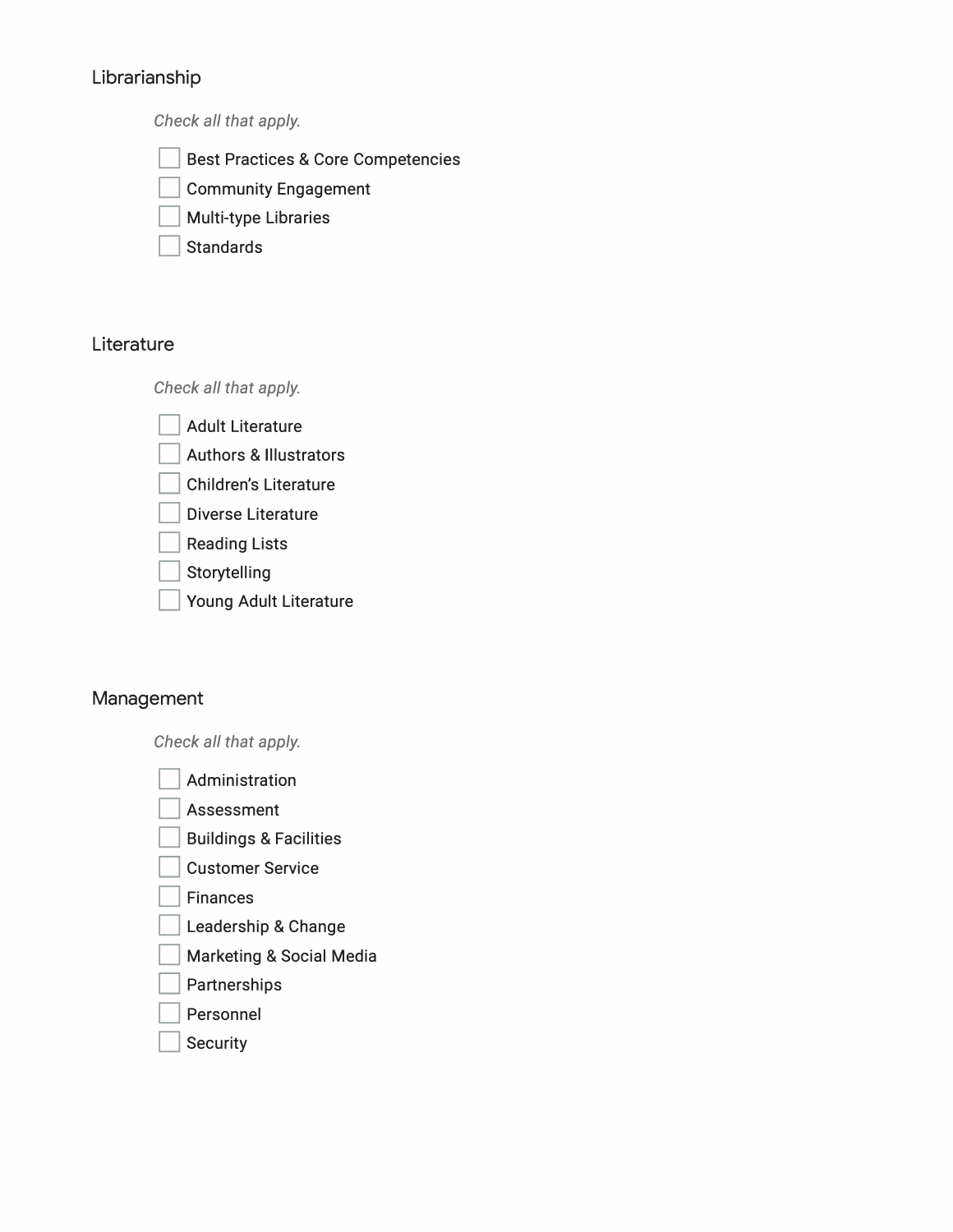## Librarianship

*Check all that apply.*

- [ ] Best Practices & Core Competencies
- [ ] Community Engagement
- [ ] Multi-type Libraries
- [ ] Standards

## Literature

*Check all that apply.*

- [ ] Adult Literature
- [ ] Authors & Illustrators
- [ ] Children's Literature
- [ ] Diverse Literature
- [ ] Reading Lists
- [ ] Storytelling
- [ ] Young Adult Literature

## Management

*Check all that apply.*

- [ ] Administration
- [ ] Assessment
- [ ] Buildings & Facilities
- [ ] Customer Service
- [ ] Finances
- [ ] Leadership & Change
- [ ] Marketing & Social Media
- [ ] Partnerships
- [ ] Personnel
- [ ] Security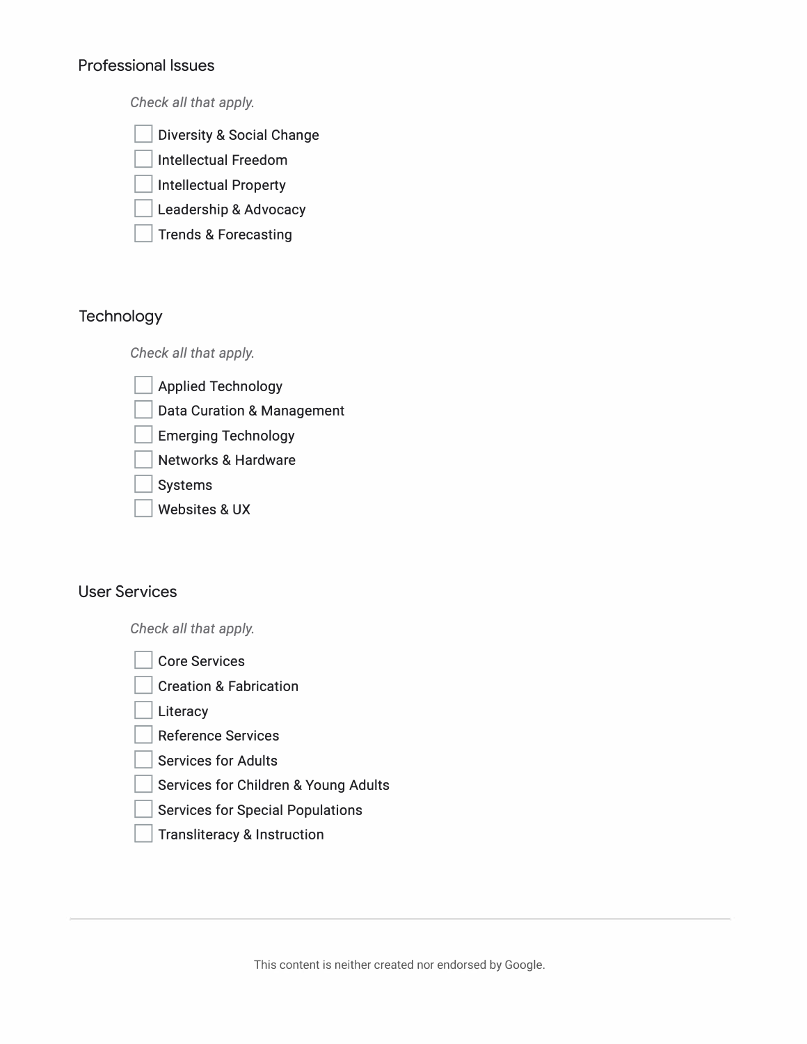## Professional Issues

*Check all that apply.*

- [ ] Diversity & Social Change
- [ ] Intellectual Freedom
- [ ] Intellectual Property
- [ ] Leadership & Advocacy
- [ ] Trends & Forecasting

## Technology

*Check all that apply.*

- [ ] Applied Technology
- [ ] Data Curation & Management
- [ ] Emerging Technology
- [ ] Networks & Hardware
- [ ] Systems
- [ ] Websites & UX

## User Services

*Check all that apply.*

- [ ] Core Services
- [ ] Creation & Fabrication
- [ ] Literacy
- [ ] Reference Services
- [ ] Services for Adults
- [ ] Services for Children & Young Adults
- [ ] Services for Special Populations
- [ ] Transliteracy & Instruction

---

This content is neither created nor endorsed by Google.